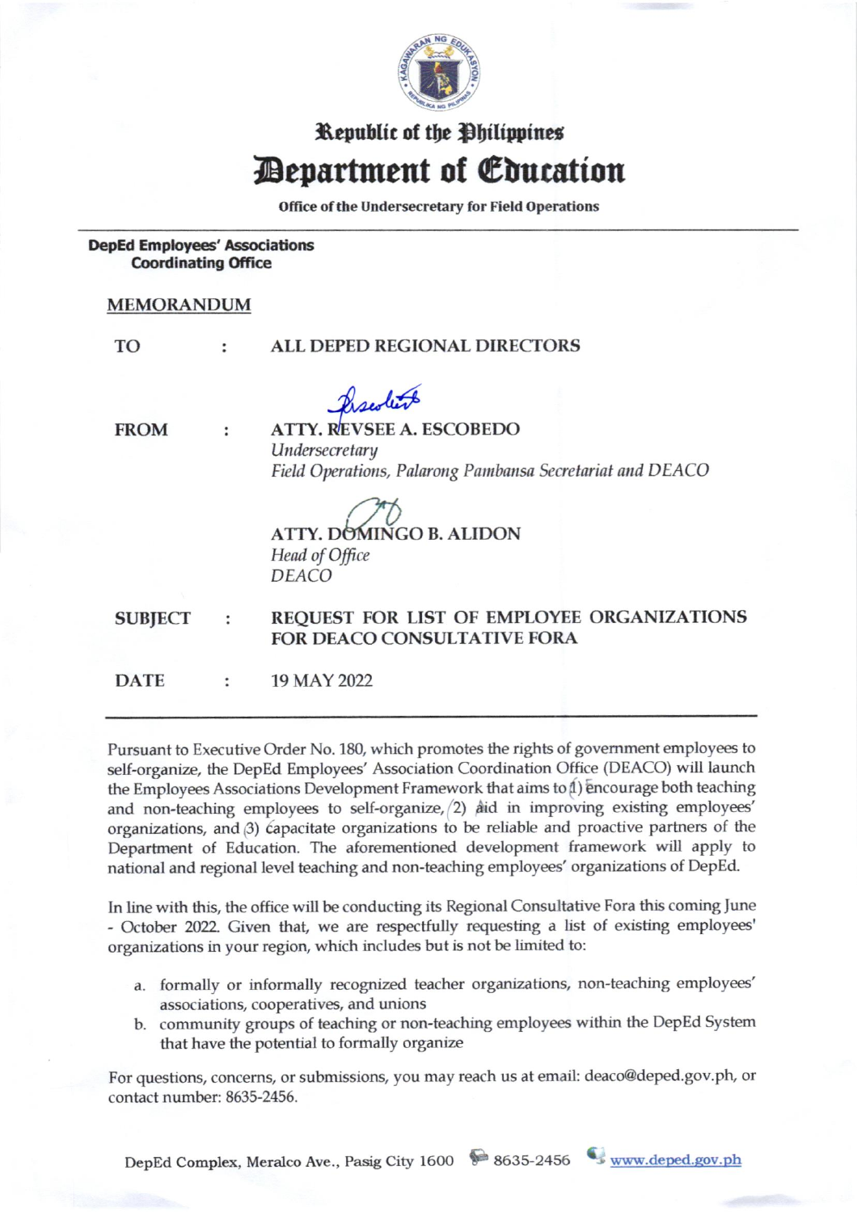Republic of the Philippines

# Department of Education

**Office of the Undersecretary for Field Operations**

**DepEd Employees' Associations Coordinating Office**

## MEMORANDUM

| | | |
|---|---|---|
| **TO** | : | **ALL DEPED REGIONAL DIRECTORS** |
| **FROM** | : | **ATTY. REVSEE A. ESCOBEDO**<br>*Undersecretary*<br>*Field Operations, Palarong Pambansa Secretariat and DEACO*<br><br>**ATTY. DOMINGO B. ALIDON**<br>*Head of Office*<br>*DEACO* |
| **SUBJECT** | : | **REQUEST FOR LIST OF EMPLOYEE ORGANIZATIONS FOR DEACO CONSULTATIVE FORA** |
| **DATE** | : | 19 MAY 2022 |

---

Pursuant to Executive Order No. 180, which promotes the rights of government employees to self-organize, the DepEd Employees' Association Coordination Office (DEACO) will launch the Employees Associations Development Framework that aims to (1) encourage both teaching and non-teaching employees to self-organize, (2) aid in improving existing employees' organizations, and (3) capacitate organizations to be reliable and proactive partners of the Department of Education. The aforementioned development framework will apply to national and regional level teaching and non-teaching employees' organizations of DepEd.

In line with this, the office will be conducting its Regional Consultative Fora this coming June - October 2022. Given that, we are respectfully requesting a list of existing employees' organizations in your region, which includes but is not be limited to:

a. formally or informally recognized teacher organizations, non-teaching employees' associations, cooperatives, and unions
b. community groups of teaching or non-teaching employees within the DepEd System that have the potential to formally organize

For questions, concerns, or submissions, you may reach us at email: deaco@deped.gov.ph, or contact number: 8635-2456.

DepEd Complex, Meralco Ave., Pasig City 1600 8635-2456 www.deped.gov.ph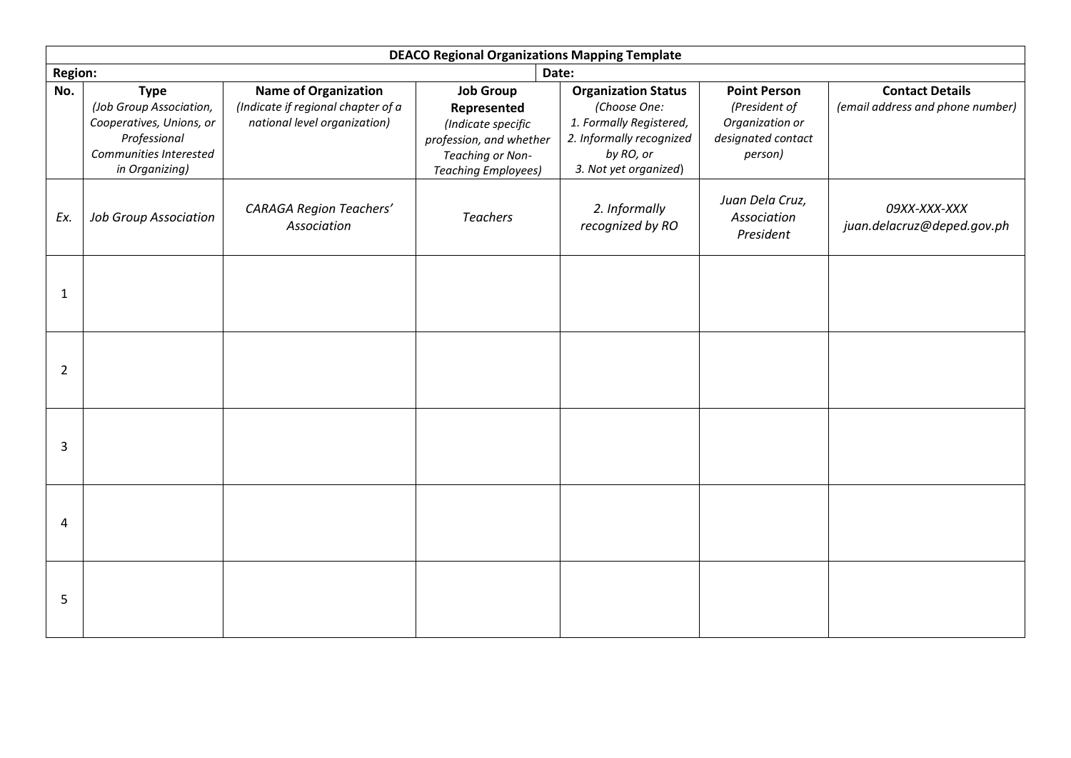**DEACO Regional Organizations Mapping Template**

**Region:** **Date:**

| No. | **Type** *(Job Group Association, Cooperatives, Unions, or Professional Communities Interested in Organizing)* | **Name of Organization** *(Indicate if regional chapter of a national level organization)* | **Job Group Represented** *(Indicate specific profession, and whether Teaching or Non-Teaching Employees)* | **Organization Status** *(Choose One: 1. Formally Registered, 2. Informally recognized by RO, or 3. Not yet organized)* | **Point Person** *(President of Organization or designated contact person)* | **Contact Details** *(email address and phone number)* |
|---|---|---|---|---|---|---|
| *Ex.* | *Job Group Association* | *CARAGA Region Teachers' Association* | *Teachers* | *2. Informally recognized by RO* | *Juan Dela Cruz, Association President* | *09XX-XXX-XXX juan.delacruz@deped.gov.ph* |
| 1 | | | | | | |
| 2 | | | | | | |
| 3 | | | | | | |
| 4 | | | | | | |
| 5 | | | | | | |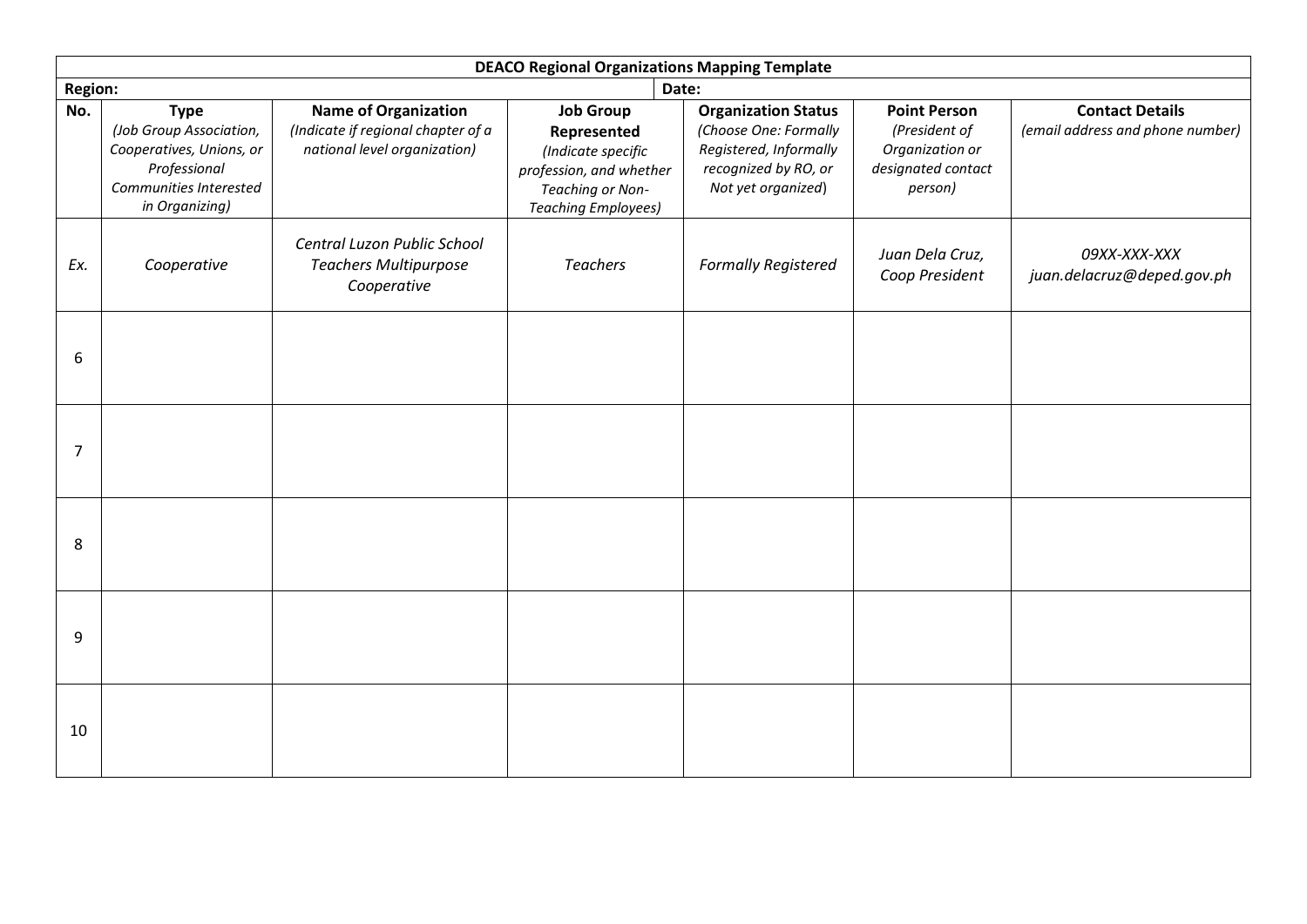**DEACO Regional Organizations Mapping Template**

**Region:** 

**Date:**

| No. | Type *(Job Group Association, Cooperatives, Unions, or Professional Communities Interested in Organizing)* | Name of Organization *(Indicate if regional chapter of a national level organization)* | Job Group Represented *(Indicate specific profession, and whether Teaching or Non-Teaching Employees)* | Organization Status *(Choose One: Formally Registered, Informally recognized by RO, or Not yet organized)* | Point Person *(President of Organization or designated contact person)* | Contact Details *(email address and phone number)* |
|---|---|---|---|---|---|---|
| *Ex.* | *Cooperative* | *Central Luzon Public School Teachers Multipurpose Cooperative* | *Teachers* | *Formally Registered* | *Juan Dela Cruz, Coop President* | *09XX-XXX-XXX juan.delacruz@deped.gov.ph* |
| 6 | | | | | | |
| 7 | | | | | | |
| 8 | | | | | | |
| 9 | | | | | | |
| 10 | | | | | | |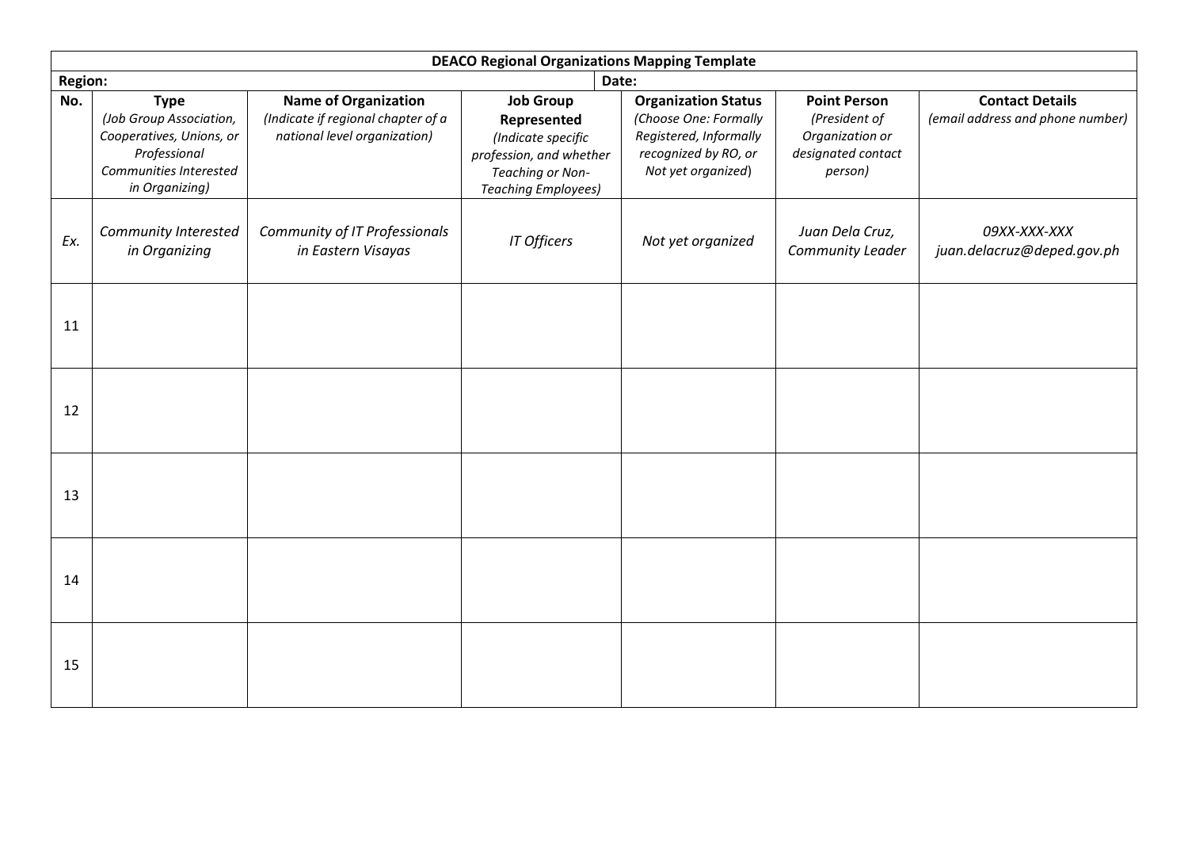**DEACO Regional Organizations Mapping Template**

| **Region:** | | | | **Date:** | | |
|---|---|---|---|---|---|---|
| **No.** | **Type** *(Job Group Association, Cooperatives, Unions, or Professional Communities Interested in Organizing)* | **Name of Organization** *(Indicate if regional chapter of a national level organization)* | **Job Group Represented** *(Indicate specific profession, and whether Teaching or Non-Teaching Employees)* | **Organization Status** *(Choose One: Formally Registered, Informally recognized by RO, or Not yet organized)* | **Point Person** *(President of Organization or designated contact person)* | **Contact Details** *(email address and phone number)* |
| *Ex.* | *Community Interested in Organizing* | *Community of IT Professionals in Eastern Visayas* | *IT Officers* | *Not yet organized* | *Juan Dela Cruz, Community Leader* | *09XX-XXX-XXX juan.delacruz@deped.gov.ph* |
| 11 | | | | | | |
| 12 | | | | | | |
| 13 | | | | | | |
| 14 | | | | | | |
| 15 | | | | | | |